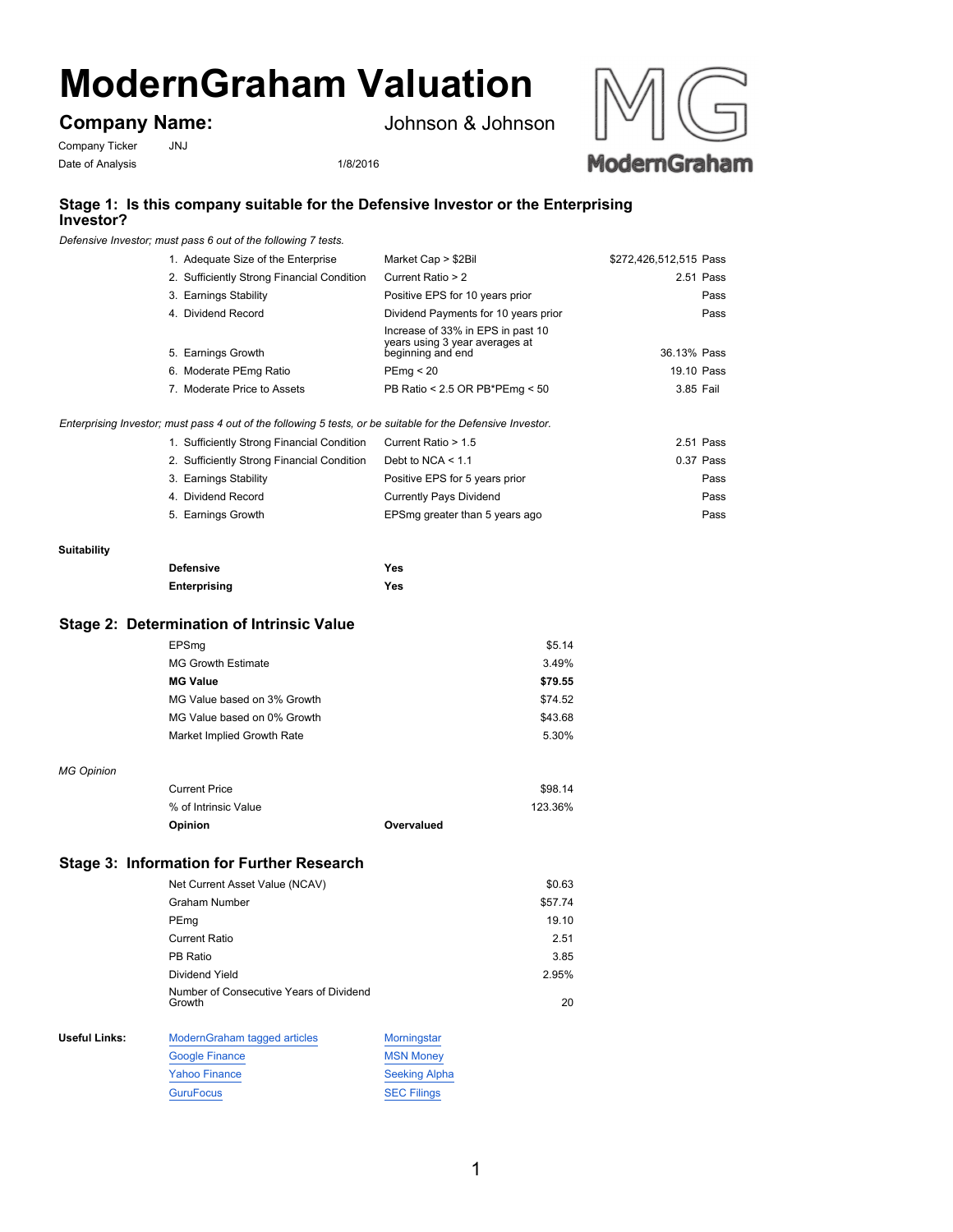# ModernGraham Valuation

## Company Name: Johnson & Johnson

Company Ticker JNJ

Date of Analysis 1/8/2016

### Stage 1: Is this company suitable for the Defensive Investor or the Enterprising Investor?

*Defensive Investor; must pass 6 out of the following 7 tests.*

| Test | Criteria | Value | Result |
|---|---|---|---|
| 1. Adequate Size of the Enterprise | Market Cap > $2Bil | $272,426,512,515 | Pass |
| 2. Sufficiently Strong Financial Condition | Current Ratio > 2 | 2.51 | Pass |
| 3. Earnings Stability | Positive EPS for 10 years prior | | Pass |
| 4. Dividend Record | Dividend Payments for 10 years prior | | Pass |
| 5. Earnings Growth | Increase of 33% in EPS in past 10 years using 3 year averages at beginning and end | 36.13% | Pass |
| 6. Moderate PEmg Ratio | PEmg < 20 | 19.10 | Pass |
| 7. Moderate Price to Assets | PB Ratio < 2.5 OR PB*PEmg < 50 | 3.85 | Fail |

*Enterprising Investor; must pass 4 out of the following 5 tests, or be suitable for the Defensive Investor.*

| Test | Criteria | Value | Result |
|---|---|---|---|
| 1. Sufficiently Strong Financial Condition | Current Ratio > 1.5 | 2.51 | Pass |
| 2. Sufficiently Strong Financial Condition | Debt to NCA < 1.1 | 0.37 | Pass |
| 3. Earnings Stability | Positive EPS for 5 years prior | | Pass |
| 4. Dividend Record | Currently Pays Dividend | | Pass |
| 5. Earnings Growth | EPSmg greater than 5 years ago | | Pass |

**Suitability**

| | |
|---|---|
| **Defensive** | **Yes** |
| **Enterprising** | **Yes** |

### Stage 2: Determination of Intrinsic Value

| | |
|---|---|
| EPSmg | $5.14 |
| MG Growth Estimate | 3.49% |
| **MG Value** | **$79.55** |
| MG Value based on 3% Growth | $74.52 |
| MG Value based on 0% Growth | $43.68 |
| Market Implied Growth Rate | 5.30% |

*MG Opinion*

| | | |
|---|---|---|
| Current Price | | $98.14 |
| % of Intrinsic Value | | 123.36% |
| **Opinion** | **Overvalued** | |

### Stage 3: Information for Further Research

| | |
|---|---|
| Net Current Asset Value (NCAV) | $0.63 |
| Graham Number | $57.74 |
| PEmg | 19.10 |
| Current Ratio | 2.51 |
| PB Ratio | 3.85 |
| Dividend Yield | 2.95% |
| Number of Consecutive Years of Dividend Growth | 20 |

**Useful Links:**

| | |
|---|---|
| ModernGraham tagged articles | Morningstar |
| Google Finance | MSN Money |
| Yahoo Finance | Seeking Alpha |
| GuruFocus | SEC Filings |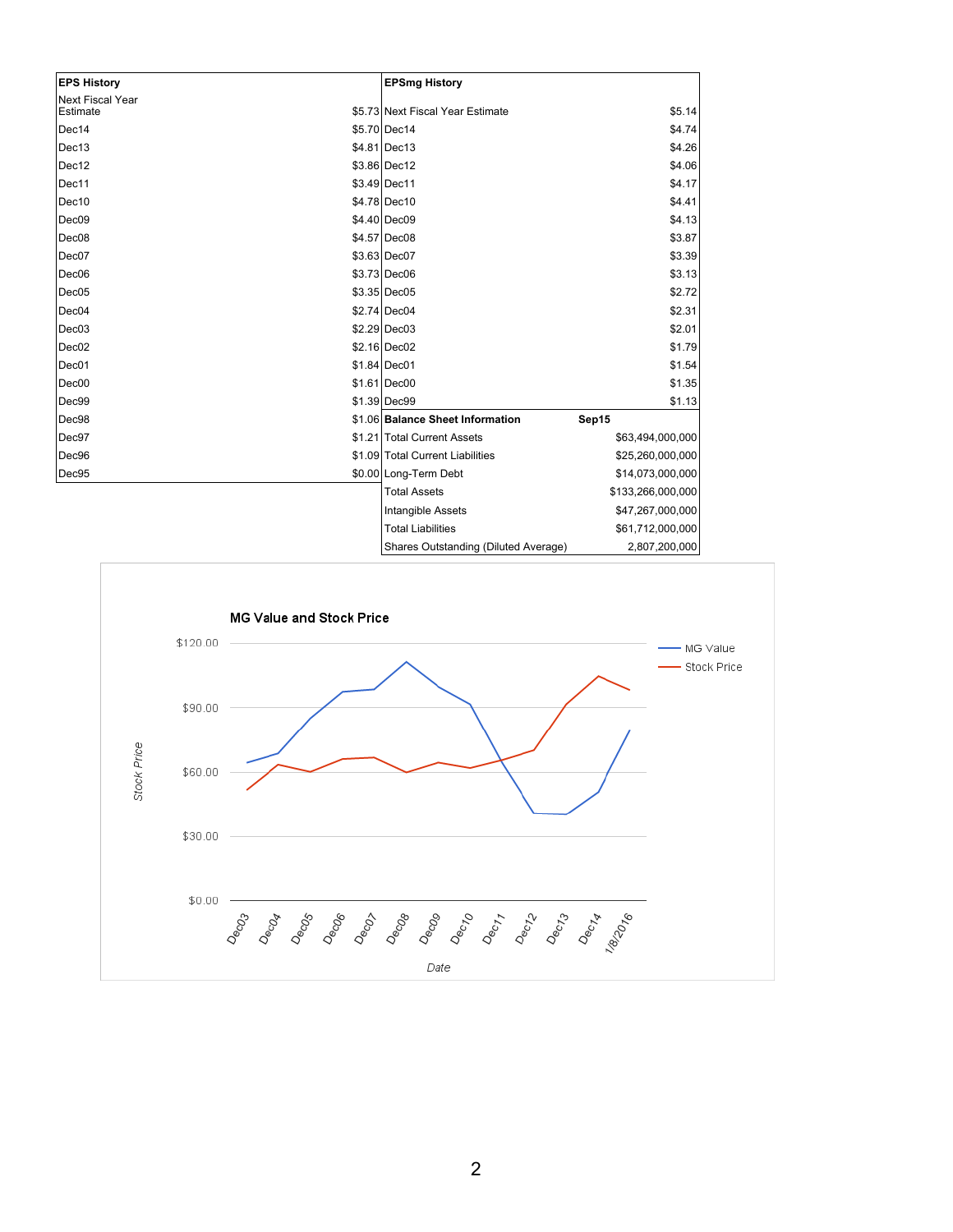| EPS History | |
|---|---|
| Next Fiscal Year Estimate | $5.73 |
| Dec14 | $5.70 |
| Dec13 | $4.81 |
| Dec12 | $3.86 |
| Dec11 | $3.49 |
| Dec10 | $4.78 |
| Dec09 | $4.40 |
| Dec08 | $4.57 |
| Dec07 | $3.63 |
| Dec06 | $3.73 |
| Dec05 | $3.35 |
| Dec04 | $2.74 |
| Dec03 | $2.29 |
| Dec02 | $2.16 |
| Dec01 | $1.84 |
| Dec00 | $1.61 |
| Dec99 | $1.39 |
| Dec98 | $1.06 |
| Dec97 | $1.21 |
| Dec96 | $1.09 |
| Dec95 | $0.00 |

| EPSmg History | |
|---|---|
| Next Fiscal Year Estimate | $5.14 |
| Dec14 | $4.74 |
| Dec13 | $4.26 |
| Dec12 | $4.06 |
| Dec11 | $4.17 |
| Dec10 | $4.41 |
| Dec09 | $4.13 |
| Dec08 | $3.87 |
| Dec07 | $3.39 |
| Dec06 | $3.13 |
| Dec05 | $2.72 |
| Dec04 | $2.31 |
| Dec03 | $2.01 |
| Dec02 | $1.79 |
| Dec01 | $1.54 |
| Dec00 | $1.35 |
| Dec99 | $1.13 |

| Balance Sheet Information | Sep15 |
|---|---|
| Total Current Assets | $63,494,000,000 |
| Total Current Liabilities | $25,260,000,000 |
| Long-Term Debt | $14,073,000,000 |
| Total Assets | $133,266,000,000 |
| Intangible Assets | $47,267,000,000 |
| Total Liabilities | $61,712,000,000 |
| Shares Outstanding (Diluted Average) | 2,807,200,000 |

**MG Value and Stock Price**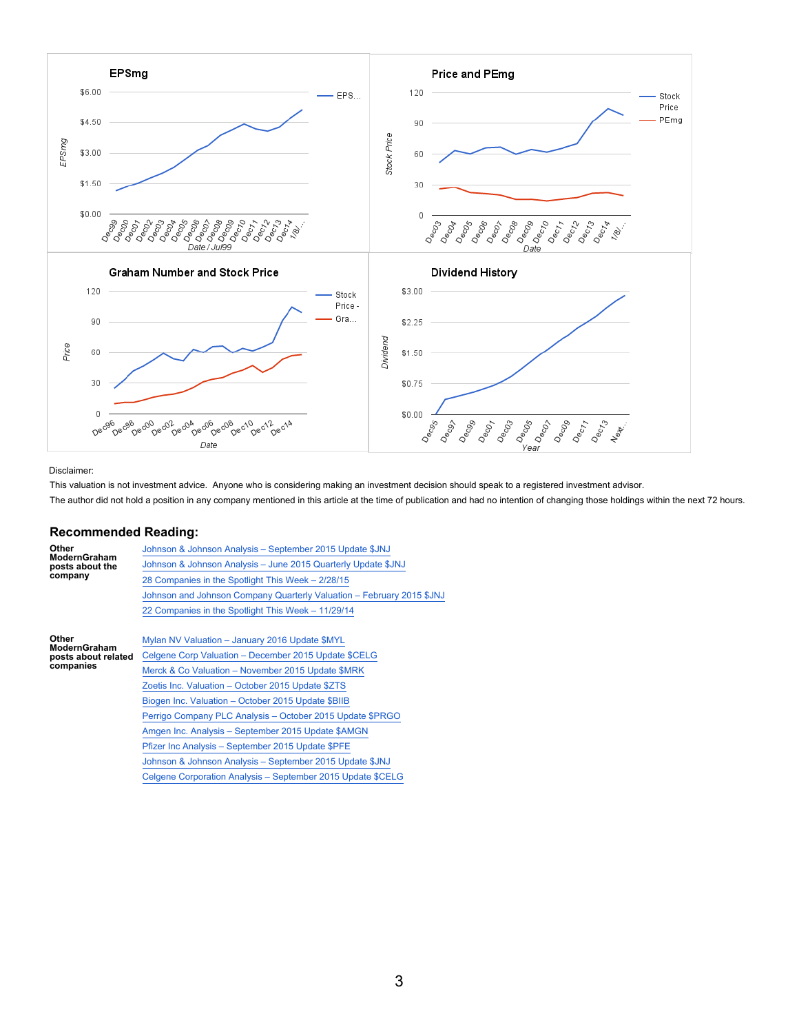EPSmg

$6.00
$4.50
$3.00
$1.50
$0.00

EPSmg

EPS...

Dec99 Dec00 Dec01 Dec02 Dec03 Dec04 Dec05 Dec06 Dec07 Dec08 Dec09 Dec10 Dec11 Dec12 Dec13 Dec14 1/8/...

Date / Jul99

Price and PEmg

120
90
60
30
0

Stock Price

Stock Price

PEmg

Dec03 Dec04 Dec05 Dec06 Dec07 Dec08 Dec09 Dec10 Dec11 Dec12 Dec13 Dec14 1/8/...

Date

Graham Number and Stock Price

120
90
60
30
0

Price

Stock Price -

Gra...

Dec96 Dec98 Dec00 Dec02 Dec04 Dec06 Dec08 Dec10 Dec12 Dec14

Date

Dividend History

$3.00
$2.25
$1.50
$0.75
$0.00

Dividend

Dec95 Dec97 Dec99 Dec01 Dec03 Dec05 Dec07 Dec09 Dec11 Dec13 Next...

Year

Disclaimer:

This valuation is not investment advice. Anyone who is considering making an investment decision should speak to a registered investment advisor.

The author did not hold a position in any company mentioned in this article at the time of publication and had no intention of changing those holdings within the next 72 hours.

## Recommended Reading:

**Other ModernGraham posts about the company**

- Johnson & Johnson Analysis – September 2015 Update $JNJ
- Johnson & Johnson Analysis – June 2015 Quarterly Update $JNJ
- 28 Companies in the Spotlight This Week – 2/28/15
- Johnson and Johnson Company Quarterly Valuation – February 2015 $JNJ
- 22 Companies in the Spotlight This Week – 11/29/14

**Other ModernGraham posts about related companies**

- Mylan NV Valuation – January 2016 Update $MYL
- Celgene Corp Valuation – December 2015 Update $CELG
- Merck & Co Valuation – November 2015 Update $MRK
- Zoetis Inc. Valuation – October 2015 Update $ZTS
- Biogen Inc. Valuation – October 2015 Update $BIIB
- Perrigo Company PLC Analysis – October 2015 Update $PRGO
- Amgen Inc. Analysis – September 2015 Update $AMGN
- Pfizer Inc Analysis – September 2015 Update $PFE
- Johnson & Johnson Analysis – September 2015 Update $JNJ
- Celgene Corporation Analysis – September 2015 Update $CELG